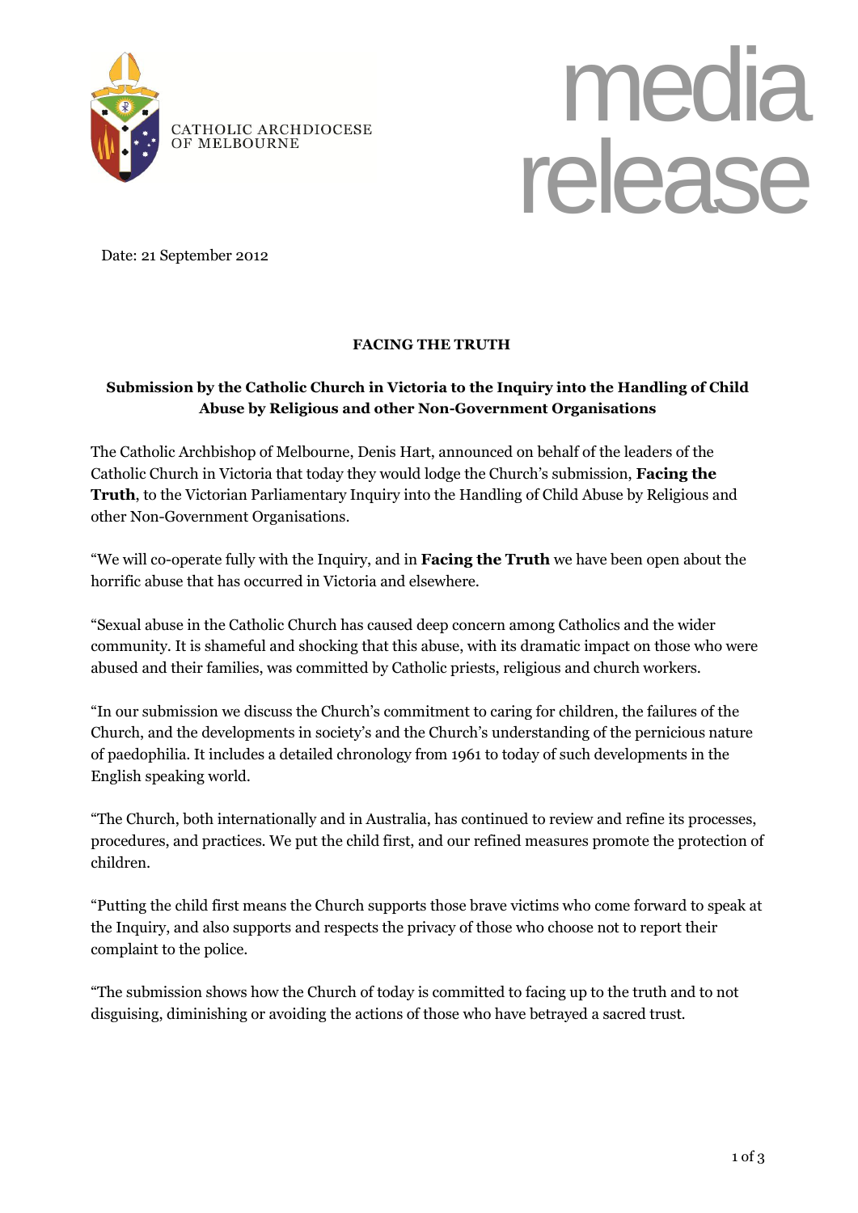CATHOLIC ARCHDIOCESE OF MELBOURNE

# media release

Date: 21 September 2012

## FACING THE TRUTH

### Submission by the Catholic Church in Victoria to the Inquiry into the Handling of Child Abuse by Religious and other Non-Government Organisations

The Catholic Archbishop of Melbourne, Denis Hart, announced on behalf of the leaders of the Catholic Church in Victoria that today they would lodge the Church's submission, **Facing the Truth**, to the Victorian Parliamentary Inquiry into the Handling of Child Abuse by Religious and other Non-Government Organisations.

"We will co-operate fully with the Inquiry, and in **Facing the Truth** we have been open about the horrific abuse that has occurred in Victoria and elsewhere.

"Sexual abuse in the Catholic Church has caused deep concern among Catholics and the wider community. It is shameful and shocking that this abuse, with its dramatic impact on those who were abused and their families, was committed by Catholic priests, religious and church workers.

"In our submission we discuss the Church's commitment to caring for children, the failures of the Church, and the developments in society's and the Church's understanding of the pernicious nature of paedophilia. It includes a detailed chronology from 1961 to today of such developments in the English speaking world.

"The Church, both internationally and in Australia, has continued to review and refine its processes, procedures, and practices. We put the child first, and our refined measures promote the protection of children.

"Putting the child first means the Church supports those brave victims who come forward to speak at the Inquiry, and also supports and respects the privacy of those who choose not to report their complaint to the police.

"The submission shows how the Church of today is committed to facing up to the truth and to not disguising, diminishing or avoiding the actions of those who have betrayed a sacred trust.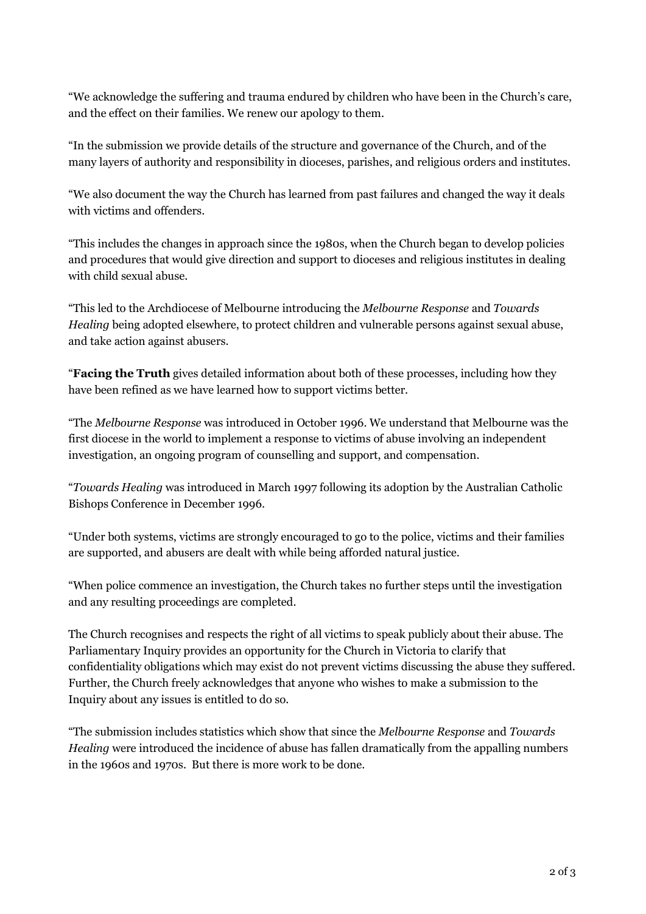"We acknowledge the suffering and trauma endured by children who have been in the Church's care, and the effect on their families. We renew our apology to them.

"In the submission we provide details of the structure and governance of the Church, and of the many layers of authority and responsibility in dioceses, parishes, and religious orders and institutes.

"We also document the way the Church has learned from past failures and changed the way it deals with victims and offenders.

"This includes the changes in approach since the 1980s, when the Church began to develop policies and procedures that would give direction and support to dioceses and religious institutes in dealing with child sexual abuse.

"This led to the Archdiocese of Melbourne introducing the *Melbourne Response* and *Towards Healing* being adopted elsewhere, to protect children and vulnerable persons against sexual abuse, and take action against abusers.

"**Facing the Truth** gives detailed information about both of these processes, including how they have been refined as we have learned how to support victims better.

"The *Melbourne Response* was introduced in October 1996. We understand that Melbourne was the first diocese in the world to implement a response to victims of abuse involving an independent investigation, an ongoing program of counselling and support, and compensation.

"*Towards Healing* was introduced in March 1997 following its adoption by the Australian Catholic Bishops Conference in December 1996.

"Under both systems, victims are strongly encouraged to go to the police, victims and their families are supported, and abusers are dealt with while being afforded natural justice.

"When police commence an investigation, the Church takes no further steps until the investigation and any resulting proceedings are completed.

The Church recognises and respects the right of all victims to speak publicly about their abuse. The Parliamentary Inquiry provides an opportunity for the Church in Victoria to clarify that confidentiality obligations which may exist do not prevent victims discussing the abuse they suffered. Further, the Church freely acknowledges that anyone who wishes to make a submission to the Inquiry about any issues is entitled to do so.

"The submission includes statistics which show that since the *Melbourne Response* and *Towards Healing* were introduced the incidence of abuse has fallen dramatically from the appalling numbers in the 1960s and 1970s. But there is more work to be done.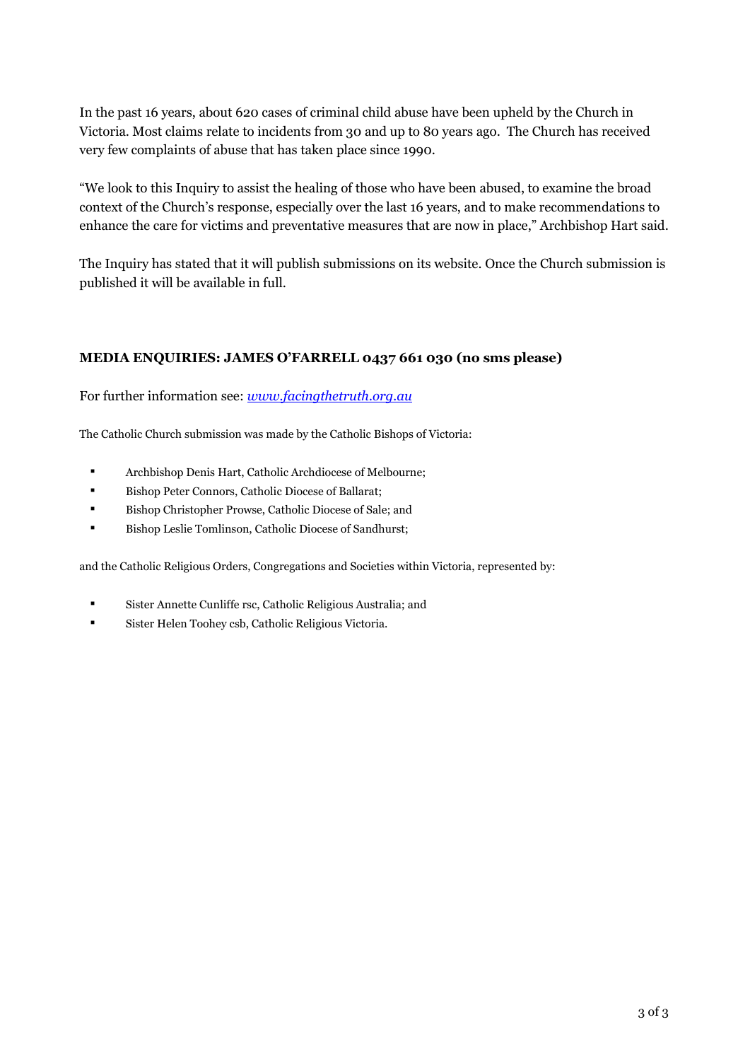In the past 16 years, about 620 cases of criminal child abuse have been upheld by the Church in Victoria. Most claims relate to incidents from 30 and up to 80 years ago. The Church has received very few complaints of abuse that has taken place since 1990.

"We look to this Inquiry to assist the healing of those who have been abused, to examine the broad context of the Church's response, especially over the last 16 years, and to make recommendations to enhance the care for victims and preventative measures that are now in place," Archbishop Hart said.

The Inquiry has stated that it will publish submissions on its website. Once the Church submission is published it will be available in full.

**MEDIA ENQUIRIES: JAMES O'FARRELL 0437 661 030 (no sms please)**

For further information see: *www.facingthetruth.org.au*

The Catholic Church submission was made by the Catholic Bishops of Victoria:

- Archbishop Denis Hart, Catholic Archdiocese of Melbourne;
- Bishop Peter Connors, Catholic Diocese of Ballarat;
- Bishop Christopher Prowse, Catholic Diocese of Sale; and
- Bishop Leslie Tomlinson, Catholic Diocese of Sandhurst;

and the Catholic Religious Orders, Congregations and Societies within Victoria, represented by:

- Sister Annette Cunliffe rsc, Catholic Religious Australia; and
- Sister Helen Toohey csb, Catholic Religious Victoria.